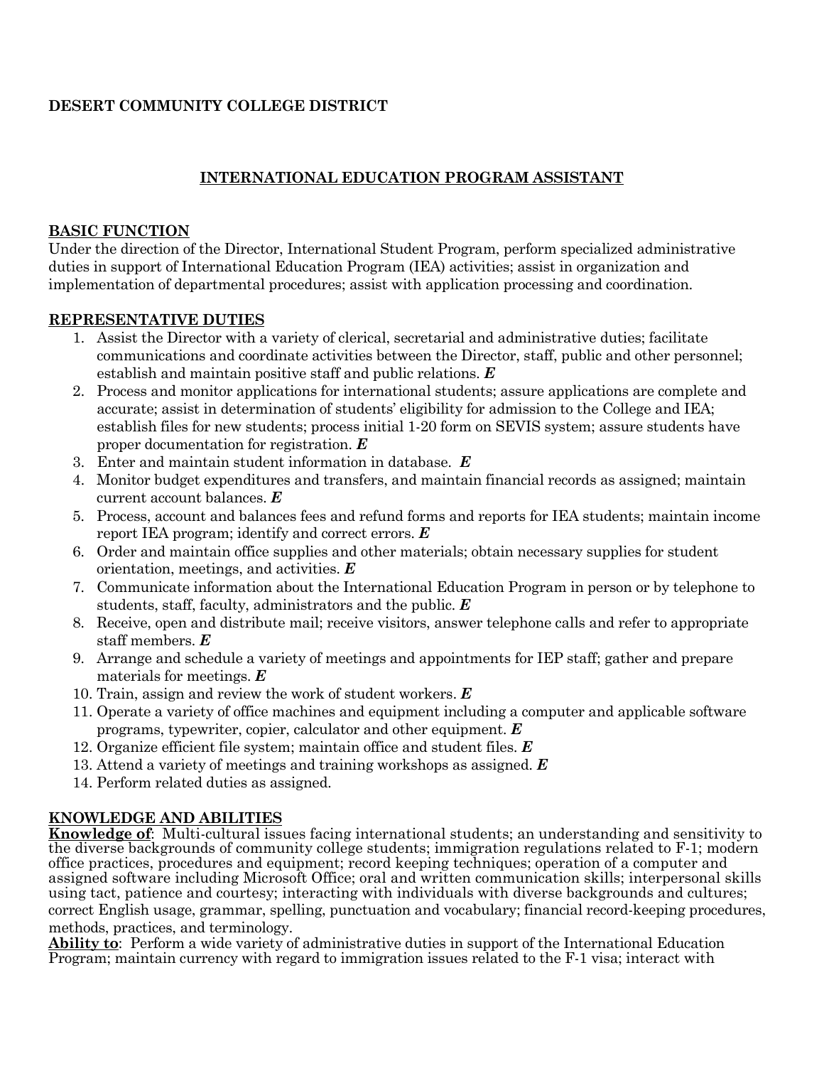**DESERT COMMUNITY COLLEGE DISTRICT**

## INTERNATIONAL EDUCATION PROGRAM ASSISTANT

### BASIC FUNCTION

Under the direction of the Director, International Student Program, perform specialized administrative duties in support of International Education Program (IEA) activities; assist in organization and implementation of departmental procedures; assist with application processing and coordination.

### REPRESENTATIVE DUTIES

1. Assist the Director with a variety of clerical, secretarial and administrative duties; facilitate communications and coordinate activities between the Director, staff, public and other personnel; establish and maintain positive staff and public relations. ***E***
2. Process and monitor applications for international students; assure applications are complete and accurate; assist in determination of students' eligibility for admission to the College and IEA; establish files for new students; process initial 1-20 form on SEVIS system; assure students have proper documentation for registration. ***E***
3. Enter and maintain student information in database. ***E***
4. Monitor budget expenditures and transfers, and maintain financial records as assigned; maintain current account balances. ***E***
5. Process, account and balances fees and refund forms and reports for IEA students; maintain income report IEA program; identify and correct errors. ***E***
6. Order and maintain office supplies and other materials; obtain necessary supplies for student orientation, meetings, and activities. ***E***
7. Communicate information about the International Education Program in person or by telephone to students, staff, faculty, administrators and the public. ***E***
8. Receive, open and distribute mail; receive visitors, answer telephone calls and refer to appropriate staff members. ***E***
9. Arrange and schedule a variety of meetings and appointments for IEP staff; gather and prepare materials for meetings. ***E***
10. Train, assign and review the work of student workers. ***E***
11. Operate a variety of office machines and equipment including a computer and applicable software programs, typewriter, copier, calculator and other equipment. ***E***
12. Organize efficient file system; maintain office and student files. ***E***
13. Attend a variety of meetings and training workshops as assigned. ***E***
14. Perform related duties as assigned.

### KNOWLEDGE AND ABILITIES

**Knowledge of**: Multi-cultural issues facing international students; an understanding and sensitivity to the diverse backgrounds of community college students; immigration regulations related to F-1; modern office practices, procedures and equipment; record keeping techniques; operation of a computer and assigned software including Microsoft Office; oral and written communication skills; interpersonal skills using tact, patience and courtesy; interacting with individuals with diverse backgrounds and cultures; correct English usage, grammar, spelling, punctuation and vocabulary; financial record-keeping procedures, methods, practices, and terminology.

**Ability to**: Perform a wide variety of administrative duties in support of the International Education Program; maintain currency with regard to immigration issues related to the F-1 visa; interact with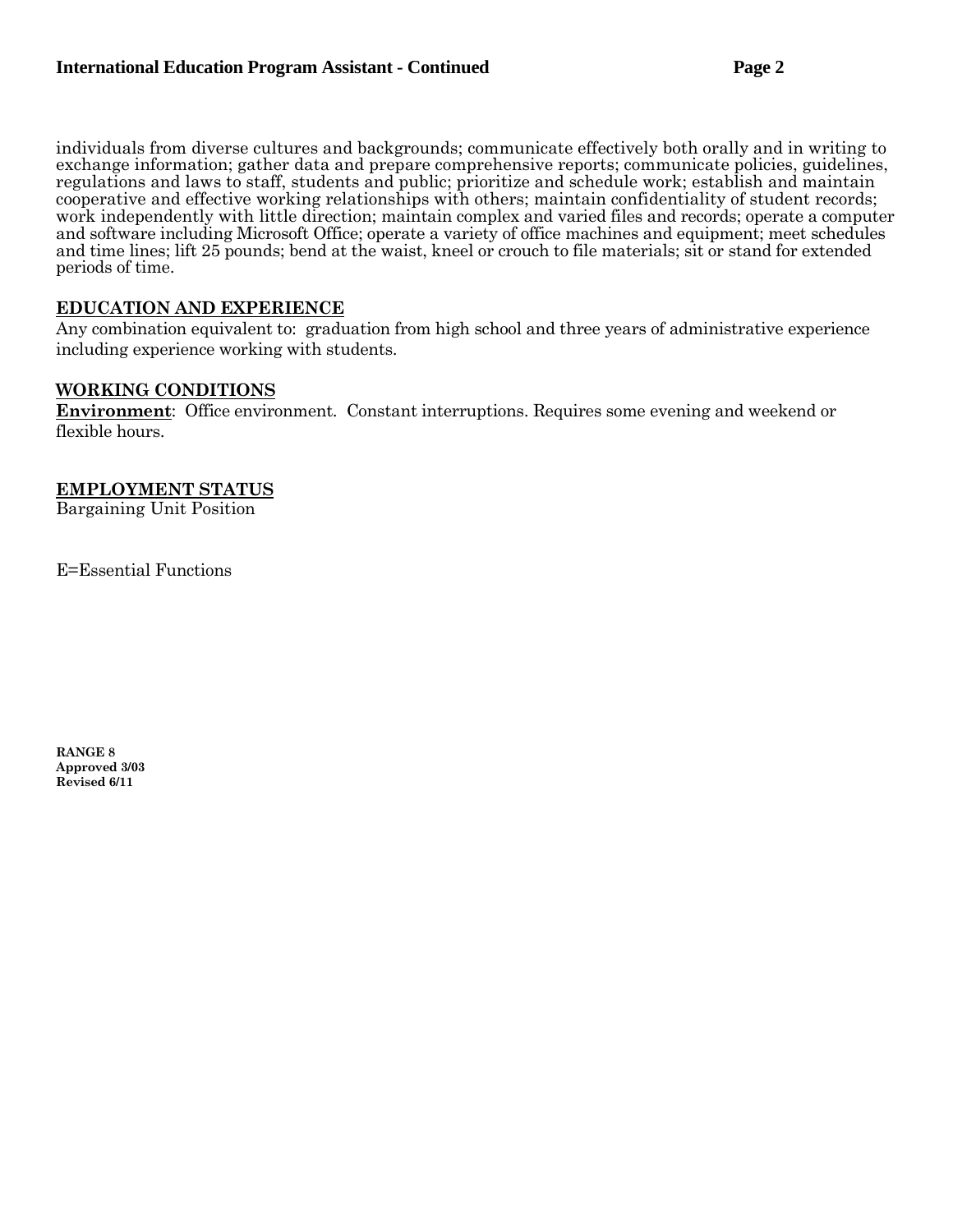individuals from diverse cultures and backgrounds; communicate effectively both orally and in writing to exchange information; gather data and prepare comprehensive reports; communicate policies, guidelines, regulations and laws to staff, students and public; prioritize and schedule work; establish and maintain cooperative and effective working relationships with others; maintain confidentiality of student records; work independently with little direction; maintain complex and varied files and records; operate a computer and software including Microsoft Office; operate a variety of office machines and equipment; meet schedules and time lines; lift 25 pounds; bend at the waist, kneel or crouch to file materials; sit or stand for extended periods of time.

## EDUCATION AND EXPERIENCE

Any combination equivalent to: graduation from high school and three years of administrative experience including experience working with students.

## WORKING CONDITIONS

**Environment**: Office environment. Constant interruptions. Requires some evening and weekend or flexible hours.

## EMPLOYMENT STATUS

Bargaining Unit Position

E=Essential Functions

**RANGE 8**
**Approved 3/03**
**Revised 6/11**